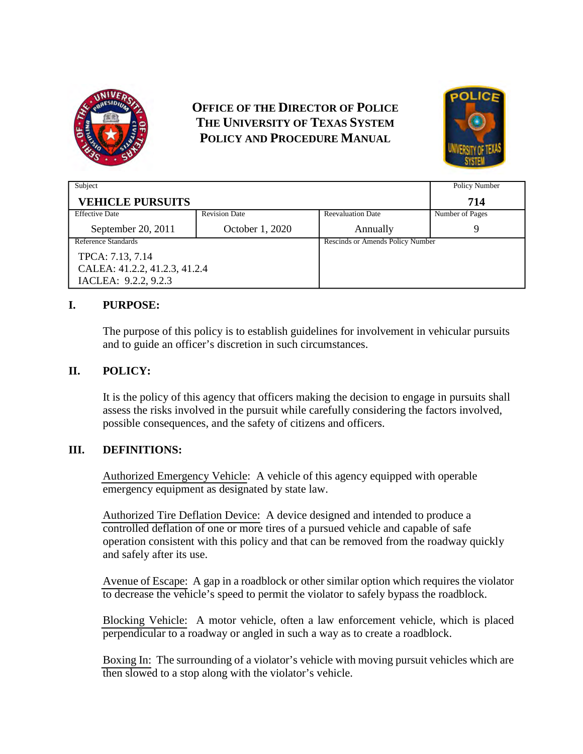# OFFICE OF THE DIRECTOR OF POLICE
# THE UNIVERSITY OF TEXAS SYSTEM
# POLICY AND PROCEDURE MANUAL

| Subject | | | Policy Number |
|---|---|---|---|
| **VEHICLE PURSUITS** | | | **714** |
| Effective Date | Revision Date | Reevaluation Date | Number of Pages |
| September 20, 2011 | October 1, 2020 | Annually | 9 |
| Reference Standards | | Rescinds or Amends Policy Number | |
| TPCA: 7.13, 7.14<br>CALEA: 41.2.2, 41.2.3, 41.2.4<br>IACLEA: 9.2.2, 9.2.3 | | | |

## I. PURPOSE:

The purpose of this policy is to establish guidelines for involvement in vehicular pursuits and to guide an officer's discretion in such circumstances.

## II. POLICY:

It is the policy of this agency that officers making the decision to engage in pursuits shall assess the risks involved in the pursuit while carefully considering the factors involved, possible consequences, and the safety of citizens and officers.

## III. DEFINITIONS:

Authorized Emergency Vehicle: A vehicle of this agency equipped with operable emergency equipment as designated by state law.

Authorized Tire Deflation Device: A device designed and intended to produce a controlled deflation of one or more tires of a pursued vehicle and capable of safe operation consistent with this policy and that can be removed from the roadway quickly and safely after its use.

Avenue of Escape: A gap in a roadblock or other similar option which requires the violator to decrease the vehicle's speed to permit the violator to safely bypass the roadblock.

Blocking Vehicle: A motor vehicle, often a law enforcement vehicle, which is placed perpendicular to a roadway or angled in such a way as to create a roadblock.

Boxing In: The surrounding of a violator's vehicle with moving pursuit vehicles which are then slowed to a stop along with the violator's vehicle.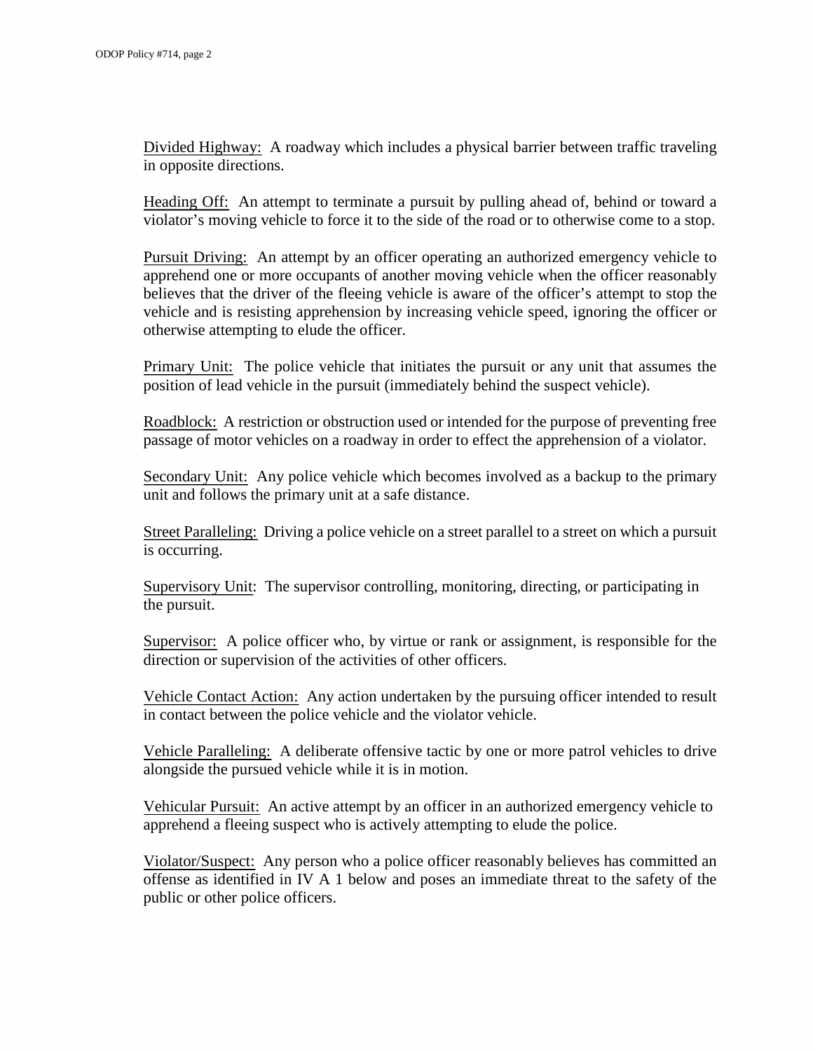Divided Highway: A roadway which includes a physical barrier between traffic traveling in opposite directions.

Heading Off: An attempt to terminate a pursuit by pulling ahead of, behind or toward a violator's moving vehicle to force it to the side of the road or to otherwise come to a stop.

Pursuit Driving: An attempt by an officer operating an authorized emergency vehicle to apprehend one or more occupants of another moving vehicle when the officer reasonably believes that the driver of the fleeing vehicle is aware of the officer's attempt to stop the vehicle and is resisting apprehension by increasing vehicle speed, ignoring the officer or otherwise attempting to elude the officer.

Primary Unit: The police vehicle that initiates the pursuit or any unit that assumes the position of lead vehicle in the pursuit (immediately behind the suspect vehicle).

Roadblock: A restriction or obstruction used or intended for the purpose of preventing free passage of motor vehicles on a roadway in order to effect the apprehension of a violator.

Secondary Unit: Any police vehicle which becomes involved as a backup to the primary unit and follows the primary unit at a safe distance.

Street Paralleling: Driving a police vehicle on a street parallel to a street on which a pursuit is occurring.

Supervisory Unit: The supervisor controlling, monitoring, directing, or participating in the pursuit.

Supervisor: A police officer who, by virtue or rank or assignment, is responsible for the direction or supervision of the activities of other officers.

Vehicle Contact Action: Any action undertaken by the pursuing officer intended to result in contact between the police vehicle and the violator vehicle.

Vehicle Paralleling: A deliberate offensive tactic by one or more patrol vehicles to drive alongside the pursued vehicle while it is in motion.

Vehicular Pursuit: An active attempt by an officer in an authorized emergency vehicle to apprehend a fleeing suspect who is actively attempting to elude the police.

Violator/Suspect: Any person who a police officer reasonably believes has committed an offense as identified in IV A 1 below and poses an immediate threat to the safety of the public or other police officers.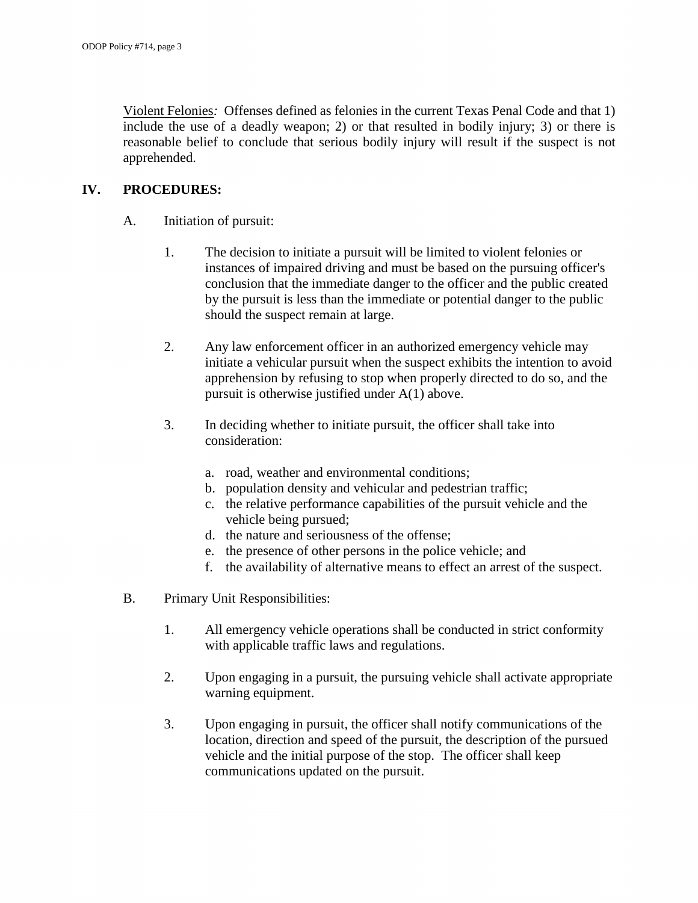<u>Violent Felonies</u>*:* Offenses defined as felonies in the current Texas Penal Code and that 1) include the use of a deadly weapon; 2) or that resulted in bodily injury; 3) or there is reasonable belief to conclude that serious bodily injury will result if the suspect is not apprehended.

## IV. PROCEDURES:

A. Initiation of pursuit:

1. The decision to initiate a pursuit will be limited to violent felonies or instances of impaired driving and must be based on the pursuing officer's conclusion that the immediate danger to the officer and the public created by the pursuit is less than the immediate or potential danger to the public should the suspect remain at large.

2. Any law enforcement officer in an authorized emergency vehicle may initiate a vehicular pursuit when the suspect exhibits the intention to avoid apprehension by refusing to stop when properly directed to do so, and the pursuit is otherwise justified under A(1) above.

3. In deciding whether to initiate pursuit, the officer shall take into consideration:

   a. road, weather and environmental conditions;
   b. population density and vehicular and pedestrian traffic;
   c. the relative performance capabilities of the pursuit vehicle and the vehicle being pursued;
   d. the nature and seriousness of the offense;
   e. the presence of other persons in the police vehicle; and
   f. the availability of alternative means to effect an arrest of the suspect.

B. Primary Unit Responsibilities:

1. All emergency vehicle operations shall be conducted in strict conformity with applicable traffic laws and regulations.

2. Upon engaging in a pursuit, the pursuing vehicle shall activate appropriate warning equipment.

3. Upon engaging in pursuit, the officer shall notify communications of the location, direction and speed of the pursuit, the description of the pursued vehicle and the initial purpose of the stop. The officer shall keep communications updated on the pursuit.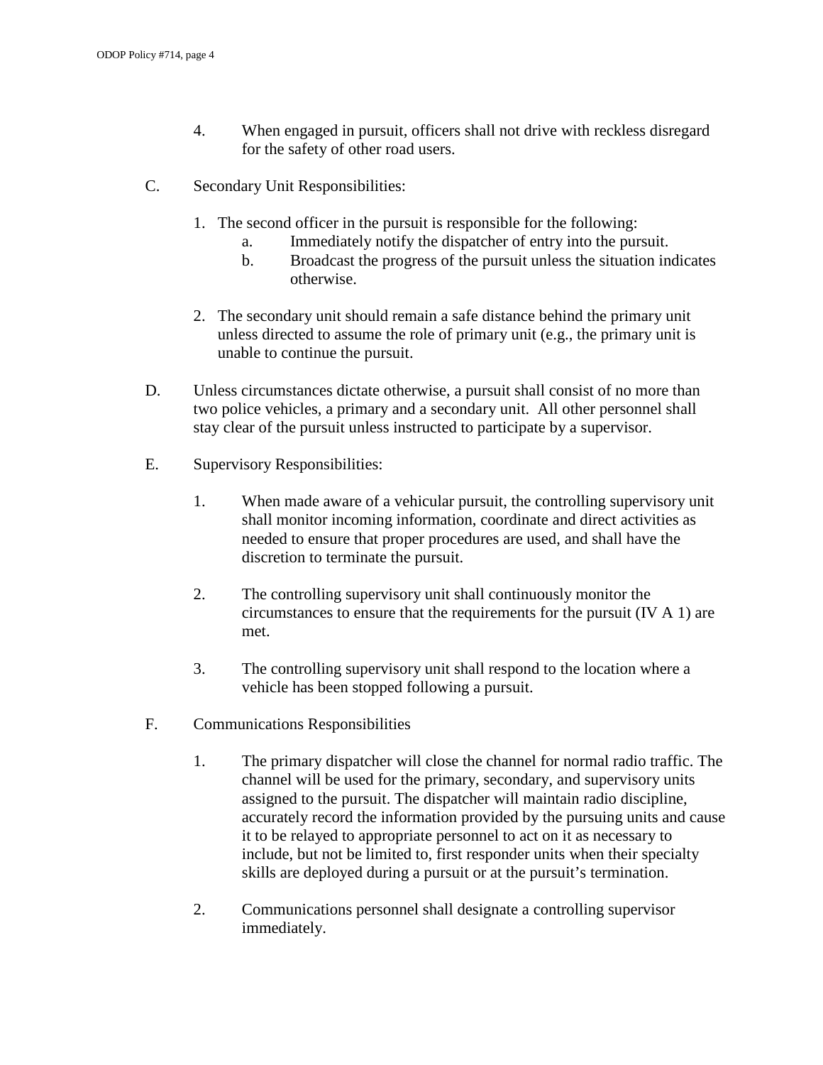4. When engaged in pursuit, officers shall not drive with reckless disregard for the safety of other road users.

C. Secondary Unit Responsibilities:

1. The second officer in the pursuit is responsible for the following:
    a. Immediately notify the dispatcher of entry into the pursuit.
    b. Broadcast the progress of the pursuit unless the situation indicates otherwise.

2. The secondary unit should remain a safe distance behind the primary unit unless directed to assume the role of primary unit (e.g., the primary unit is unable to continue the pursuit.

D. Unless circumstances dictate otherwise, a pursuit shall consist of no more than two police vehicles, a primary and a secondary unit. All other personnel shall stay clear of the pursuit unless instructed to participate by a supervisor.

E. Supervisory Responsibilities:

1. When made aware of a vehicular pursuit, the controlling supervisory unit shall monitor incoming information, coordinate and direct activities as needed to ensure that proper procedures are used, and shall have the discretion to terminate the pursuit.

2. The controlling supervisory unit shall continuously monitor the circumstances to ensure that the requirements for the pursuit (IV A 1) are met.

3. The controlling supervisory unit shall respond to the location where a vehicle has been stopped following a pursuit.

F. Communications Responsibilities

1. The primary dispatcher will close the channel for normal radio traffic. The channel will be used for the primary, secondary, and supervisory units assigned to the pursuit. The dispatcher will maintain radio discipline, accurately record the information provided by the pursuing units and cause it to be relayed to appropriate personnel to act on it as necessary to include, but not be limited to, first responder units when their specialty skills are deployed during a pursuit or at the pursuit's termination.

2. Communications personnel shall designate a controlling supervisor immediately.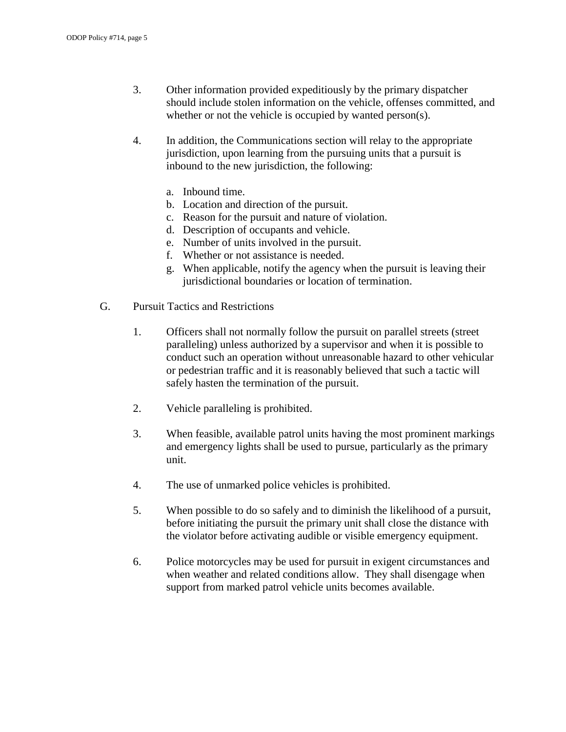3. Other information provided expeditiously by the primary dispatcher should include stolen information on the vehicle, offenses committed, and whether or not the vehicle is occupied by wanted person(s).

4. In addition, the Communications section will relay to the appropriate jurisdiction, upon learning from the pursuing units that a pursuit is inbound to the new jurisdiction, the following:

   a. Inbound time.
   b. Location and direction of the pursuit.
   c. Reason for the pursuit and nature of violation.
   d. Description of occupants and vehicle.
   e. Number of units involved in the pursuit.
   f. Whether or not assistance is needed.
   g. When applicable, notify the agency when the pursuit is leaving their jurisdictional boundaries or location of termination.

G. Pursuit Tactics and Restrictions

1. Officers shall not normally follow the pursuit on parallel streets (street paralleling) unless authorized by a supervisor and when it is possible to conduct such an operation without unreasonable hazard to other vehicular or pedestrian traffic and it is reasonably believed that such a tactic will safely hasten the termination of the pursuit.

2. Vehicle paralleling is prohibited.

3. When feasible, available patrol units having the most prominent markings and emergency lights shall be used to pursue, particularly as the primary unit.

4. The use of unmarked police vehicles is prohibited.

5. When possible to do so safely and to diminish the likelihood of a pursuit, before initiating the pursuit the primary unit shall close the distance with the violator before activating audible or visible emergency equipment.

6. Police motorcycles may be used for pursuit in exigent circumstances and when weather and related conditions allow. They shall disengage when support from marked patrol vehicle units becomes available.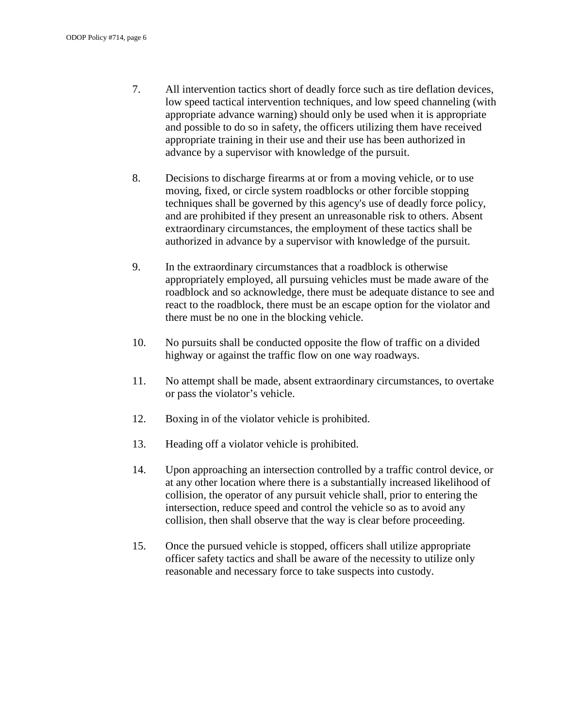7. All intervention tactics short of deadly force such as tire deflation devices, low speed tactical intervention techniques, and low speed channeling (with appropriate advance warning) should only be used when it is appropriate and possible to do so in safety, the officers utilizing them have received appropriate training in their use and their use has been authorized in advance by a supervisor with knowledge of the pursuit.

8. Decisions to discharge firearms at or from a moving vehicle, or to use moving, fixed, or circle system roadblocks or other forcible stopping techniques shall be governed by this agency's use of deadly force policy, and are prohibited if they present an unreasonable risk to others. Absent extraordinary circumstances, the employment of these tactics shall be authorized in advance by a supervisor with knowledge of the pursuit.

9. In the extraordinary circumstances that a roadblock is otherwise appropriately employed, all pursuing vehicles must be made aware of the roadblock and so acknowledge, there must be adequate distance to see and react to the roadblock, there must be an escape option for the violator and there must be no one in the blocking vehicle.

10. No pursuits shall be conducted opposite the flow of traffic on a divided highway or against the traffic flow on one way roadways.

11. No attempt shall be made, absent extraordinary circumstances, to overtake or pass the violator's vehicle.

12. Boxing in of the violator vehicle is prohibited.

13. Heading off a violator vehicle is prohibited.

14. Upon approaching an intersection controlled by a traffic control device, or at any other location where there is a substantially increased likelihood of collision, the operator of any pursuit vehicle shall, prior to entering the intersection, reduce speed and control the vehicle so as to avoid any collision, then shall observe that the way is clear before proceeding.

15. Once the pursued vehicle is stopped, officers shall utilize appropriate officer safety tactics and shall be aware of the necessity to utilize only reasonable and necessary force to take suspects into custody.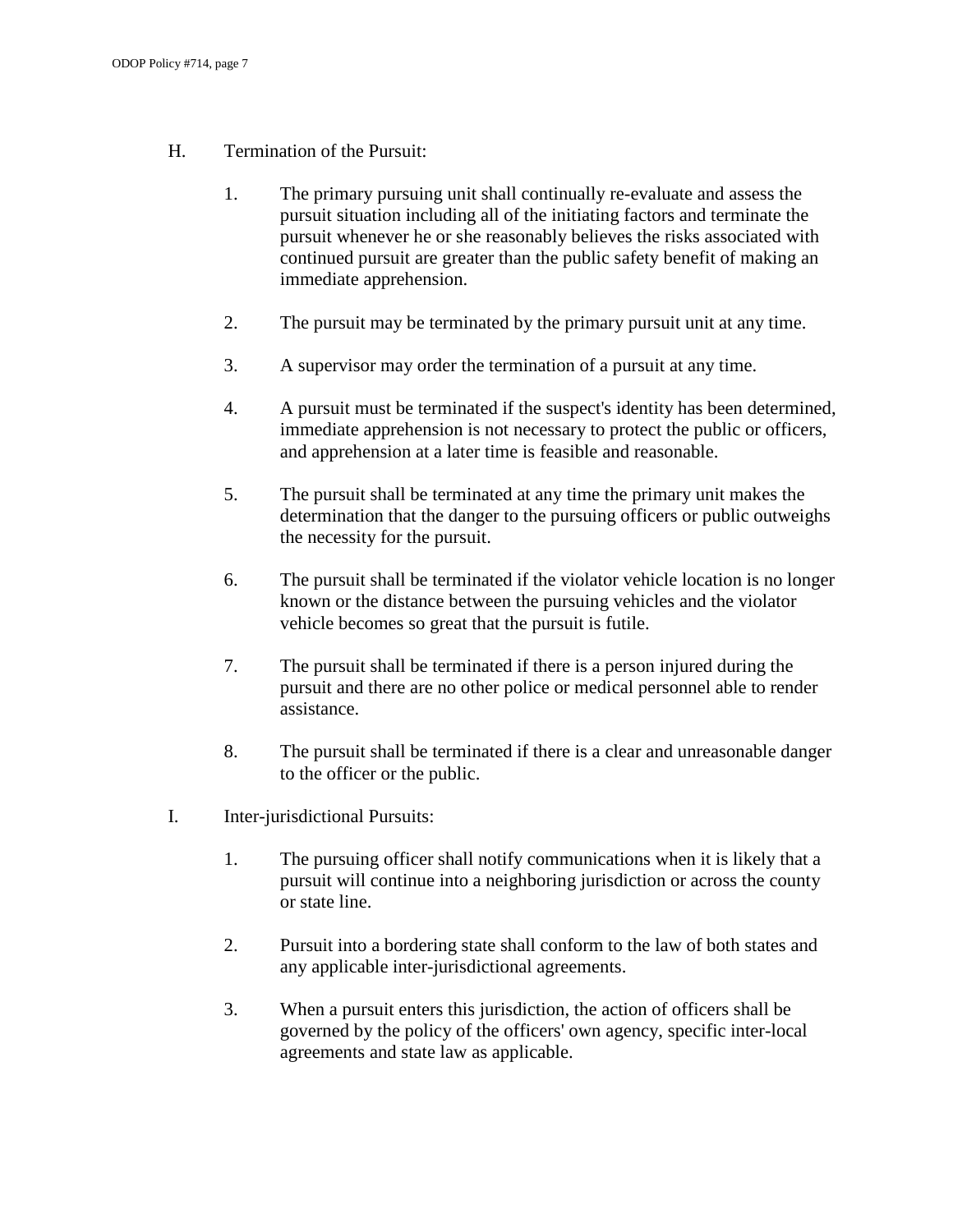H. Termination of the Pursuit:

1. The primary pursuing unit shall continually re-evaluate and assess the pursuit situation including all of the initiating factors and terminate the pursuit whenever he or she reasonably believes the risks associated with continued pursuit are greater than the public safety benefit of making an immediate apprehension.

2. The pursuit may be terminated by the primary pursuit unit at any time.

3. A supervisor may order the termination of a pursuit at any time.

4. A pursuit must be terminated if the suspect's identity has been determined, immediate apprehension is not necessary to protect the public or officers, and apprehension at a later time is feasible and reasonable.

5. The pursuit shall be terminated at any time the primary unit makes the determination that the danger to the pursuing officers or public outweighs the necessity for the pursuit.

6. The pursuit shall be terminated if the violator vehicle location is no longer known or the distance between the pursuing vehicles and the violator vehicle becomes so great that the pursuit is futile.

7. The pursuit shall be terminated if there is a person injured during the pursuit and there are no other police or medical personnel able to render assistance.

8. The pursuit shall be terminated if there is a clear and unreasonable danger to the officer or the public.

I. Inter-jurisdictional Pursuits:

1. The pursuing officer shall notify communications when it is likely that a pursuit will continue into a neighboring jurisdiction or across the county or state line.

2. Pursuit into a bordering state shall conform to the law of both states and any applicable inter-jurisdictional agreements.

3. When a pursuit enters this jurisdiction, the action of officers shall be governed by the policy of the officers' own agency, specific inter-local agreements and state law as applicable.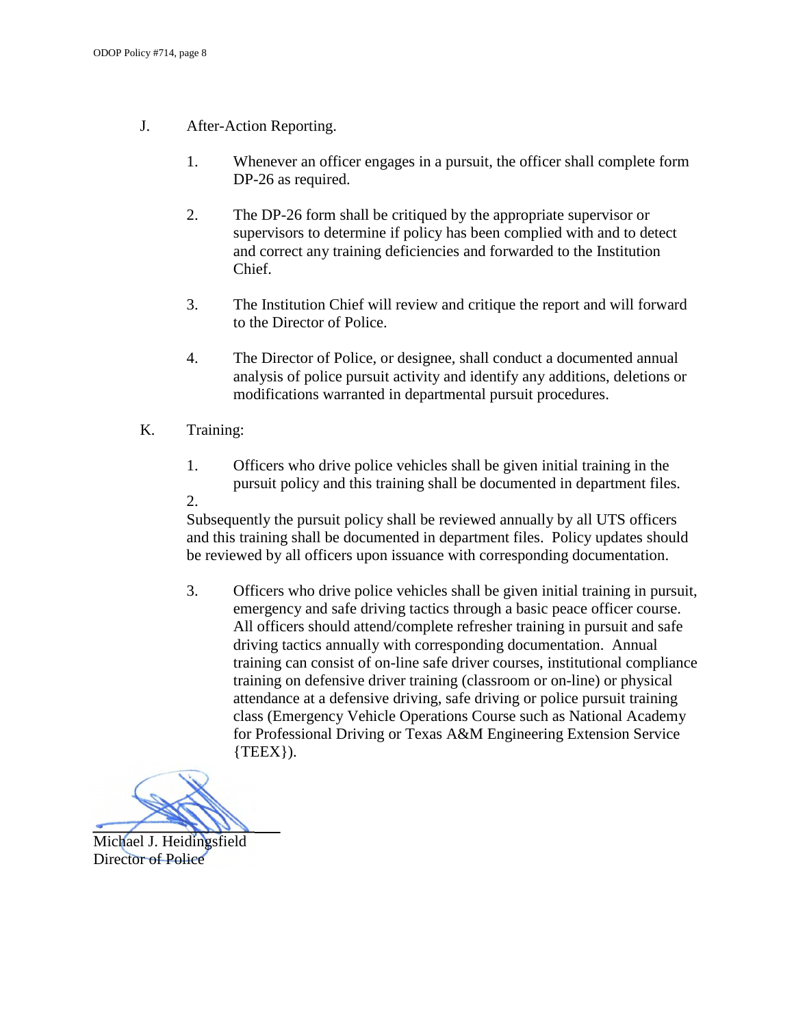J. After-Action Reporting.

1. Whenever an officer engages in a pursuit, the officer shall complete form DP-26 as required.

2. The DP-26 form shall be critiqued by the appropriate supervisor or supervisors to determine if policy has been complied with and to detect and correct any training deficiencies and forwarded to the Institution Chief.

3. The Institution Chief will review and critique the report and will forward to the Director of Police.

4. The Director of Police, or designee, shall conduct a documented annual analysis of police pursuit activity and identify any additions, deletions or modifications warranted in departmental pursuit procedures.

K. Training:

1. Officers who drive police vehicles shall be given initial training in the pursuit policy and this training shall be documented in department files.

2. Subsequently the pursuit policy shall be reviewed annually by all UTS officers and this training shall be documented in department files. Policy updates should be reviewed by all officers upon issuance with corresponding documentation.

3. Officers who drive police vehicles shall be given initial training in pursuit, emergency and safe driving tactics through a basic peace officer course. All officers should attend/complete refresher training in pursuit and safe driving tactics annually with corresponding documentation. Annual training can consist of on-line safe driver courses, institutional compliance training on defensive driver training (classroom or on-line) or physical attendance at a defensive driving, safe driving or police pursuit training class (Emergency Vehicle Operations Course such as National Academy for Professional Driving or Texas A&M Engineering Extension Service {TEEX}).

Michael J. Heidingsfield
Director of Police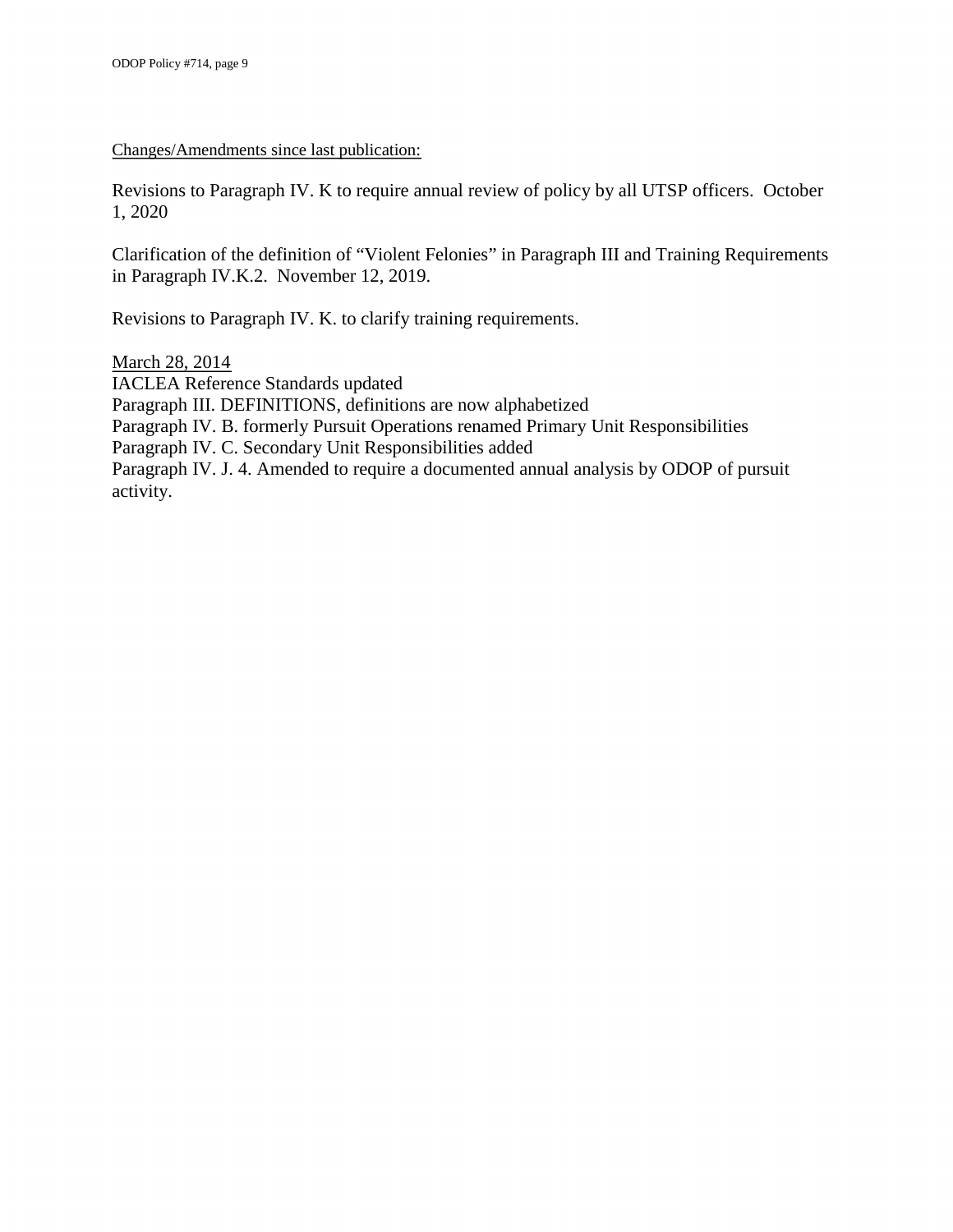Changes/Amendments since last publication:

Revisions to Paragraph IV. K to require annual review of policy by all UTSP officers. October 1, 2020

Clarification of the definition of "Violent Felonies" in Paragraph III and Training Requirements in Paragraph IV.K.2. November 12, 2019.

Revisions to Paragraph IV. K. to clarify training requirements.

March 28, 2014
IACLEA Reference Standards updated
Paragraph III. DEFINITIONS, definitions are now alphabetized
Paragraph IV. B. formerly Pursuit Operations renamed Primary Unit Responsibilities
Paragraph IV. C. Secondary Unit Responsibilities added
Paragraph IV. J. 4. Amended to require a documented annual analysis by ODOP of pursuit activity.